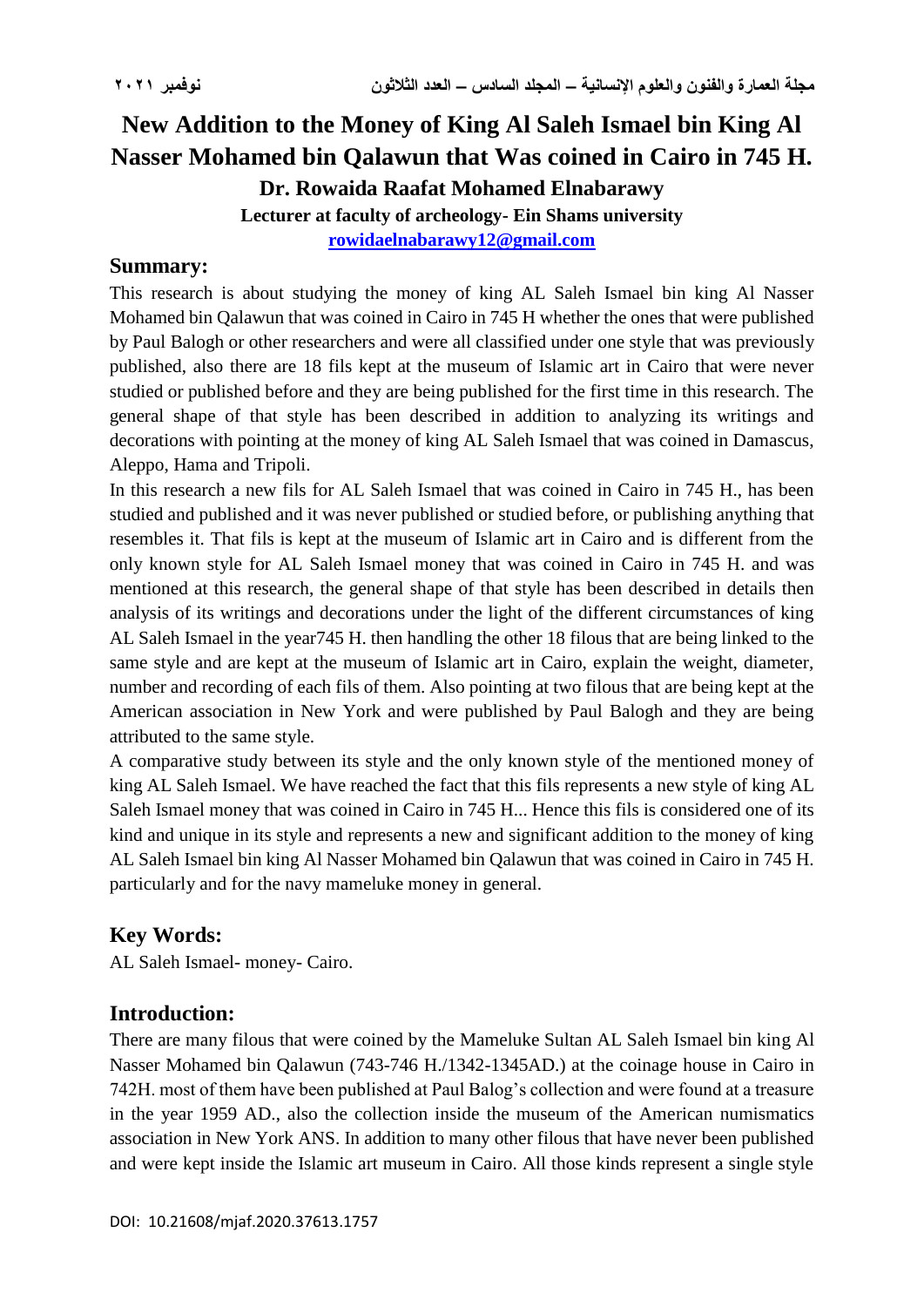# New Addition to the Money of King Al Saleh Ismael bin King Al Nasser Mohamed bin Qalawun that Was coined in Cairo in 745 H.

**Dr. Rowaida Raafat Mohamed Elnabarawy**

**Lecturer at faculty of archeology- Ein Shams university**

**rowidaelnabarawy12@gmail.com**

## Summary:

This research is about studying the money of king AL Saleh Ismael bin king Al Nasser Mohamed bin Qalawun that was coined in Cairo in 745 H whether the ones that were published by Paul Balogh or other researchers and were all classified under one style that was previously published, also there are 18 fils kept at the museum of Islamic art in Cairo that were never studied or published before and they are being published for the first time in this research. The general shape of that style has been described in addition to analyzing its writings and decorations with pointing at the money of king AL Saleh Ismael that was coined in Damascus, Aleppo, Hama and Tripoli.

In this research a new fils for AL Saleh Ismael that was coined in Cairo in 745 H., has been studied and published and it was never published or studied before, or publishing anything that resembles it. That fils is kept at the museum of Islamic art in Cairo and is different from the only known style for AL Saleh Ismael money that was coined in Cairo in 745 H. and was mentioned at this research, the general shape of that style has been described in details then analysis of its writings and decorations under the light of the different circumstances of king AL Saleh Ismael in the year745 H. then handling the other 18 filous that are being linked to the same style and are kept at the museum of Islamic art in Cairo, explain the weight, diameter, number and recording of each fils of them. Also pointing at two filous that are being kept at the American association in New York and were published by Paul Balogh and they are being attributed to the same style.

A comparative study between its style and the only known style of the mentioned money of king AL Saleh Ismael. We have reached the fact that this fils represents a new style of king AL Saleh Ismael money that was coined in Cairo in 745 H... Hence this fils is considered one of its kind and unique in its style and represents a new and significant addition to the money of king AL Saleh Ismael bin king Al Nasser Mohamed bin Qalawun that was coined in Cairo in 745 H. particularly and for the navy mameluke money in general.

## Key Words:

AL Saleh Ismael- money- Cairo.

## Introduction:

There are many filous that were coined by the Mameluke Sultan AL Saleh Ismael bin king Al Nasser Mohamed bin Qalawun (743-746 H./1342-1345AD.) at the coinage house in Cairo in 742H. most of them have been published at Paul Balog's collection and were found at a treasure in the year 1959 AD., also the collection inside the museum of the American numismatics association in New York ANS. In addition to many other filous that have never been published and were kept inside the Islamic art museum in Cairo. All those kinds represent a single style

DOI: 10.21608/mjaf.2020.37613.1757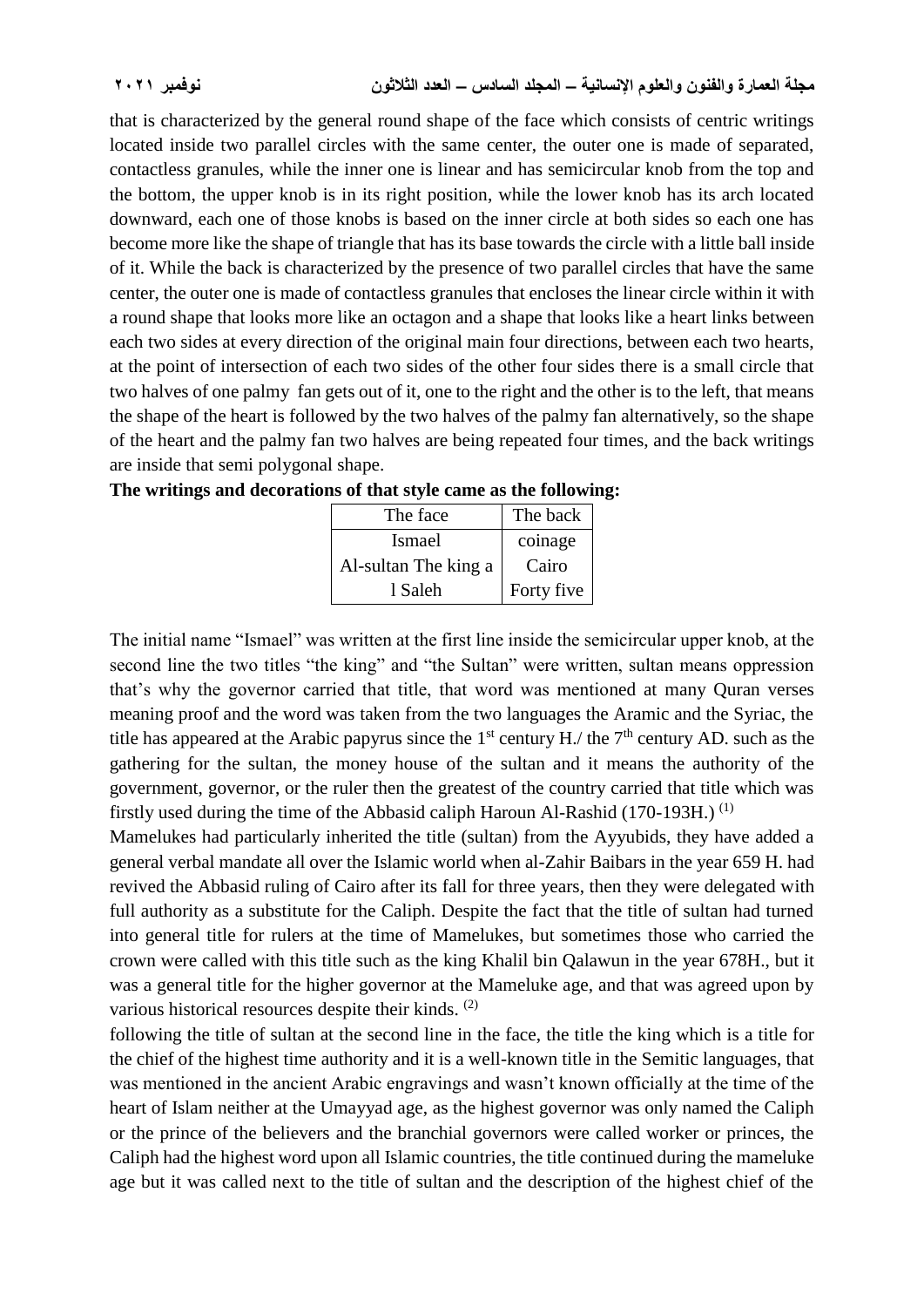that is characterized by the general round shape of the face which consists of centric writings located inside two parallel circles with the same center, the outer one is made of separated, contactless granules, while the inner one is linear and has semicircular knob from the top and the bottom, the upper knob is in its right position, while the lower knob has its arch located downward, each one of those knobs is based on the inner circle at both sides so each one has become more like the shape of triangle that has its base towards the circle with a little ball inside of it. While the back is characterized by the presence of two parallel circles that have the same center, the outer one is made of contactless granules that encloses the linear circle within it with a round shape that looks more like an octagon and a shape that looks like a heart links between each two sides at every direction of the original main four directions, between each two hearts, at the point of intersection of each two sides of the other four sides there is a small circle that two halves of one palmy fan gets out of it, one to the right and the other is to the left, that means the shape of the heart is followed by the two halves of the palmy fan alternatively, so the shape of the heart and the palmy fan two halves are being repeated four times, and the back writings are inside that semi polygonal shape.

**The writings and decorations of that style came as the following:**

| The face | The back |
|---|---|
| Ismael | coinage |
| Al-sultan The king a | Cairo |
| l Saleh | Forty five |

The initial name "Ismael" was written at the first line inside the semicircular upper knob, at the second line the two titles "the king" and "the Sultan" were written, sultan means oppression that's why the governor carried that title, that word was mentioned at many Quran verses meaning proof and the word was taken from the two languages the Aramic and the Syriac, the title has appeared at the Arabic papyrus since the 1st century H./ the 7th century AD. such as the gathering for the sultan, the money house of the sultan and it means the authority of the government, governor, or the ruler then the greatest of the country carried that title which was firstly used during the time of the Abbasid caliph Haroun Al-Rashid (170-193H.) [(1)]

Mamelukes had particularly inherited the title (sultan) from the Ayyubids, they have added a general verbal mandate all over the Islamic world when al-Zahir Baibars in the year 659 H. had revived the Abbasid ruling of Cairo after its fall for three years, then they were delegated with full authority as a substitute for the Caliph. Despite the fact that the title of sultan had turned into general title for rulers at the time of Mamelukes, but sometimes those who carried the crown were called with this title such as the king Khalil bin Qalawun in the year 678H., but it was a general title for the higher governor at the Mameluke age, and that was agreed upon by various historical resources despite their kinds. [(2)]

following the title of sultan at the second line in the face, the title the king which is a title for the chief of the highest time authority and it is a well-known title in the Semitic languages, that was mentioned in the ancient Arabic engravings and wasn't known officially at the time of the heart of Islam neither at the Umayyad age, as the highest governor was only named the Caliph or the prince of the believers and the branchial governors were called worker or princes, the Caliph had the highest word upon all Islamic countries, the title continued during the mameluke age but it was called next to the title of sultan and the description of the highest chief of the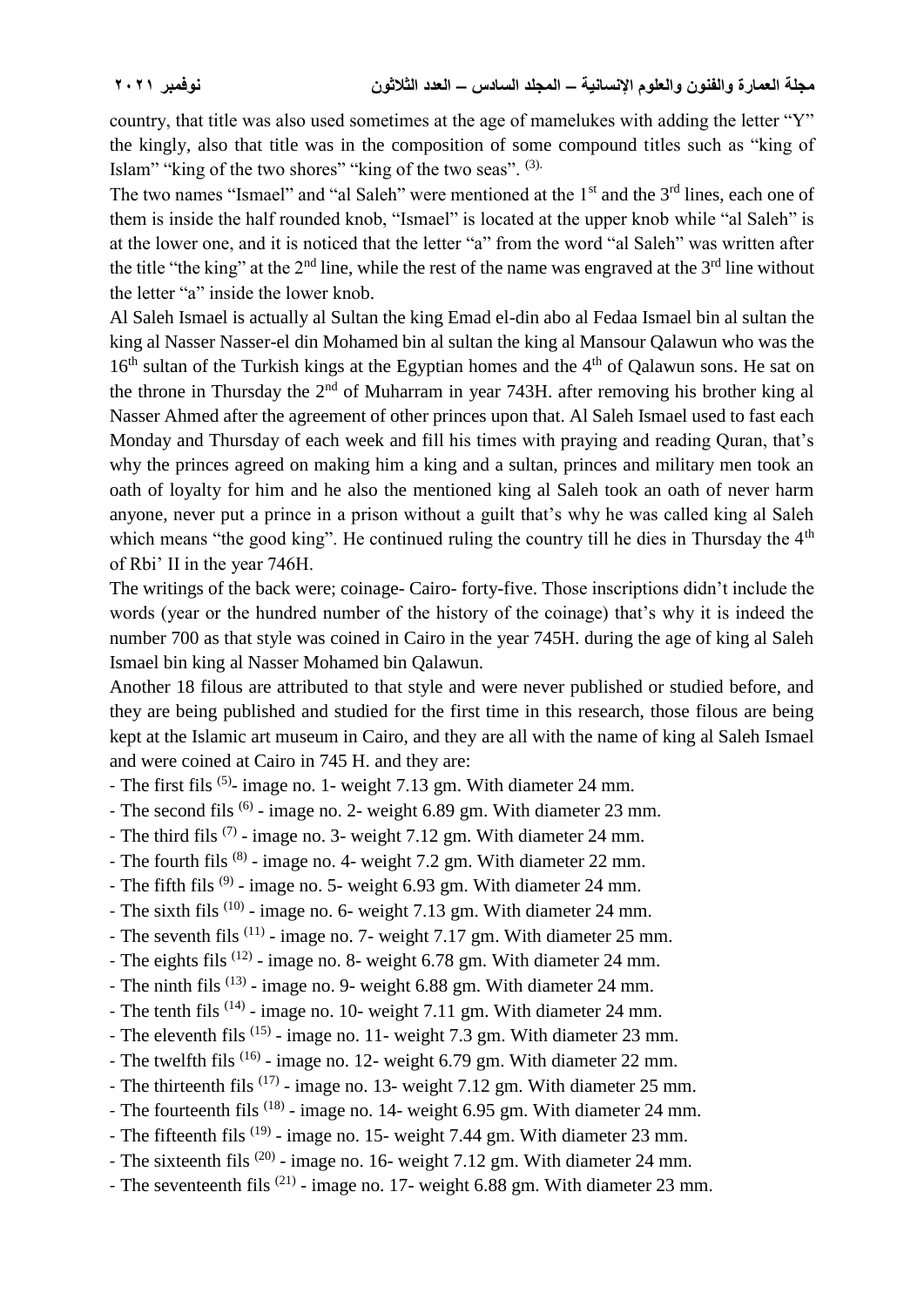country, that title was also used sometimes at the age of mamelukes with adding the letter "Y" the kingly, also that title was in the composition of some compound titles such as "king of Islam" "king of the two shores" "king of the two seas". [(3).]

The two names "Ismael" and "al Saleh" were mentioned at the 1st and the 3rd lines, each one of them is inside the half rounded knob, "Ismael" is located at the upper knob while "al Saleh" is at the lower one, and it is noticed that the letter "a" from the word "al Saleh" was written after the title "the king" at the 2nd line, while the rest of the name was engraved at the 3rd line without the letter "a" inside the lower knob.

Al Saleh Ismael is actually al Sultan the king Emad el-din abo al Fedaa Ismael bin al sultan the king al Nasser Nasser-el din Mohamed bin al sultan the king al Mansour Qalawun who was the 16th sultan of the Turkish kings at the Egyptian homes and the 4th of Qalawun sons. He sat on the throne in Thursday the 2nd of Muharram in year 743H. after removing his brother king al Nasser Ahmed after the agreement of other princes upon that. Al Saleh Ismael used to fast each Monday and Thursday of each week and fill his times with praying and reading Quran, that's why the princes agreed on making him a king and a sultan, princes and military men took an oath of loyalty for him and he also the mentioned king al Saleh took an oath of never harm anyone, never put a prince in a prison without a guilt that's why he was called king al Saleh which means "the good king". He continued ruling the country till he dies in Thursday the 4th of Rbi' II in the year 746H.

The writings of the back were; coinage- Cairo- forty-five. Those inscriptions didn't include the words (year or the hundred number of the history of the coinage) that's why it is indeed the number 700 as that style was coined in Cairo in the year 745H. during the age of king al Saleh Ismael bin king al Nasser Mohamed bin Qalawun.

Another 18 filous are attributed to that style and were never published or studied before, and they are being published and studied for the first time in this research, those filous are being kept at the Islamic art museum in Cairo, and they are all with the name of king al Saleh Ismael and were coined at Cairo in 745 H. and they are:

- The first fils [(5)]- image no. 1- weight 7.13 gm. With diameter 24 mm.
- The second fils [(6)] - image no. 2- weight 6.89 gm. With diameter 23 mm.
- The third fils [(7)] - image no. 3- weight 7.12 gm. With diameter 24 mm.
- The fourth fils [(8)] - image no. 4- weight 7.2 gm. With diameter 22 mm.
- The fifth fils [(9)] - image no. 5- weight 6.93 gm. With diameter 24 mm.
- The sixth fils [(10)] - image no. 6- weight 7.13 gm. With diameter 24 mm.
- The seventh fils [(11)] - image no. 7- weight 7.17 gm. With diameter 25 mm.
- The eights fils [(12)] - image no. 8- weight 6.78 gm. With diameter 24 mm.
- The ninth fils [(13)] - image no. 9- weight 6.88 gm. With diameter 24 mm.
- The tenth fils [(14)] - image no. 10- weight 7.11 gm. With diameter 24 mm.
- The eleventh fils [(15)] - image no. 11- weight 7.3 gm. With diameter 23 mm.
- The twelfth fils [(16)] - image no. 12- weight 6.79 gm. With diameter 22 mm.
- The thirteenth fils [(17)] - image no. 13- weight 7.12 gm. With diameter 25 mm.
- The fourteenth fils [(18)] - image no. 14- weight 6.95 gm. With diameter 24 mm.
- The fifteenth fils [(19)] - image no. 15- weight 7.44 gm. With diameter 23 mm.
- The sixteenth fils [(20)] - image no. 16- weight 7.12 gm. With diameter 24 mm.
- The seventeenth fils [(21)] - image no. 17- weight 6.88 gm. With diameter 23 mm.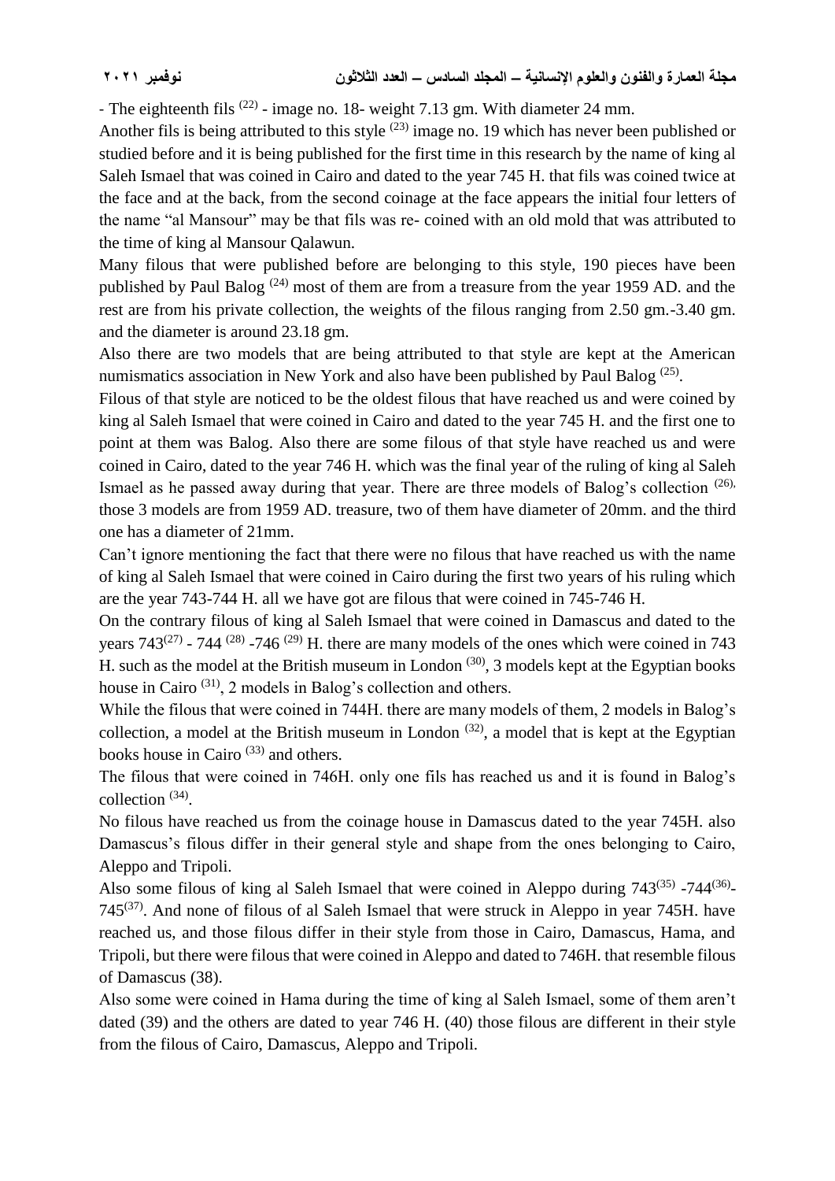- The eighteenth fils [22] - image no. 18- weight 7.13 gm. With diameter 24 mm.

Another fils is being attributed to this style [23] image no. 19 which has never been published or studied before and it is being published for the first time in this research by the name of king al Saleh Ismael that was coined in Cairo and dated to the year 745 H. that fils was coined twice at the face and at the back, from the second coinage at the face appears the initial four letters of the name "al Mansour" may be that fils was re- coined with an old mold that was attributed to the time of king al Mansour Qalawun.

Many filous that were published before are belonging to this style, 190 pieces have been published by Paul Balog [24] most of them are from a treasure from the year 1959 AD. and the rest are from his private collection, the weights of the filous ranging from 2.50 gm.-3.40 gm. and the diameter is around 23.18 gm.

Also there are two models that are being attributed to that style are kept at the American numismatics association in New York and also have been published by Paul Balog [25].

Filous of that style are noticed to be the oldest filous that have reached us and were coined by king al Saleh Ismael that were coined in Cairo and dated to the year 745 H. and the first one to point at them was Balog. Also there are some filous of that style have reached us and were coined in Cairo, dated to the year 746 H. which was the final year of the ruling of king al Saleh Ismael as he passed away during that year. There are three models of Balog's collection [26], those 3 models are from 1959 AD. treasure, two of them have diameter of 20mm. and the third one has a diameter of 21mm.

Can't ignore mentioning the fact that there were no filous that have reached us with the name of king al Saleh Ismael that were coined in Cairo during the first two years of his ruling which are the year 743-744 H. all we have got are filous that were coined in 745-746 H.

On the contrary filous of king al Saleh Ismael that were coined in Damascus and dated to the years 743[27] - 744 [28] -746 [29] H. there are many models of the ones which were coined in 743 H. such as the model at the British museum in London [30], 3 models kept at the Egyptian books house in Cairo [31], 2 models in Balog's collection and others.

While the filous that were coined in 744H. there are many models of them, 2 models in Balog's collection, a model at the British museum in London [32], a model that is kept at the Egyptian books house in Cairo [33] and others.

The filous that were coined in 746H. only one fils has reached us and it is found in Balog's collection [34].

No filous have reached us from the coinage house in Damascus dated to the year 745H. also Damascus's filous differ in their general style and shape from the ones belonging to Cairo, Aleppo and Tripoli.

Also some filous of king al Saleh Ismael that were coined in Aleppo during 743[35] -744[36]-745[37]. And none of filous of al Saleh Ismael that were struck in Aleppo in year 745H. have reached us, and those filous differ in their style from those in Cairo, Damascus, Hama, and Tripoli, but there were filous that were coined in Aleppo and dated to 746H. that resemble filous of Damascus (38).

Also some were coined in Hama during the time of king al Saleh Ismael, some of them aren't dated (39) and the others are dated to year 746 H. (40) those filous are different in their style from the filous of Cairo, Damascus, Aleppo and Tripoli.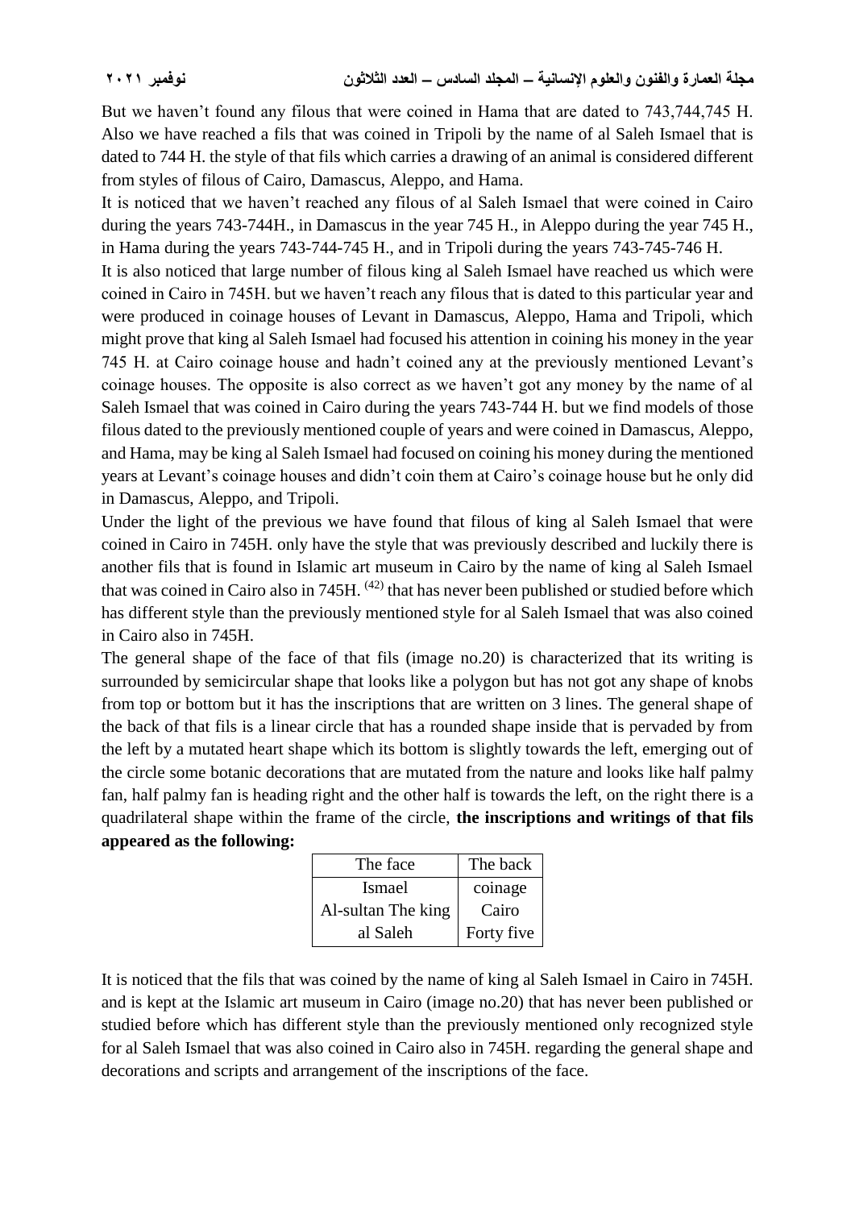But we haven't found any filous that were coined in Hama that are dated to 743,744,745 H. Also we have reached a fils that was coined in Tripoli by the name of al Saleh Ismael that is dated to 744 H. the style of that fils which carries a drawing of an animal is considered different from styles of filous of Cairo, Damascus, Aleppo, and Hama.

It is noticed that we haven't reached any filous of al Saleh Ismael that were coined in Cairo during the years 743-744H., in Damascus in the year 745 H., in Aleppo during the year 745 H., in Hama during the years 743-744-745 H., and in Tripoli during the years 743-745-746 H.

It is also noticed that large number of filous king al Saleh Ismael have reached us which were coined in Cairo in 745H. but we haven't reach any filous that is dated to this particular year and were produced in coinage houses of Levant in Damascus, Aleppo, Hama and Tripoli, which might prove that king al Saleh Ismael had focused his attention in coining his money in the year 745 H. at Cairo coinage house and hadn't coined any at the previously mentioned Levant's coinage houses. The opposite is also correct as we haven't got any money by the name of al Saleh Ismael that was coined in Cairo during the years 743-744 H. but we find models of those filous dated to the previously mentioned couple of years and were coined in Damascus, Aleppo, and Hama, may be king al Saleh Ismael had focused on coining his money during the mentioned years at Levant's coinage houses and didn't coin them at Cairo's coinage house but he only did in Damascus, Aleppo, and Tripoli.

Under the light of the previous we have found that filous of king al Saleh Ismael that were coined in Cairo in 745H. only have the style that was previously described and luckily there is another fils that is found in Islamic art museum in Cairo by the name of king al Saleh Ismael that was coined in Cairo also in 745H. [42] that has never been published or studied before which has different style than the previously mentioned style for al Saleh Ismael that was also coined in Cairo also in 745H.

The general shape of the face of that fils (image no.20) is characterized that its writing is surrounded by semicircular shape that looks like a polygon but has not got any shape of knobs from top or bottom but it has the inscriptions that are written on 3 lines. The general shape of the back of that fils is a linear circle that has a rounded shape inside that is pervaded by from the left by a mutated heart shape which its bottom is slightly towards the left, emerging out of the circle some botanic decorations that are mutated from the nature and looks like half palmy fan, half palmy fan is heading right and the other half is towards the left, on the right there is a quadrilateral shape within the frame of the circle, **the inscriptions and writings of that fils appeared as the following:**

| The face | The back |
|---|---|
| Ismael | coinage |
| Al-sultan The king | Cairo |
| al Saleh | Forty five |

It is noticed that the fils that was coined by the name of king al Saleh Ismael in Cairo in 745H. and is kept at the Islamic art museum in Cairo (image no.20) that has never been published or studied before which has different style than the previously mentioned only recognized style for al Saleh Ismael that was also coined in Cairo also in 745H. regarding the general shape and decorations and scripts and arrangement of the inscriptions of the face.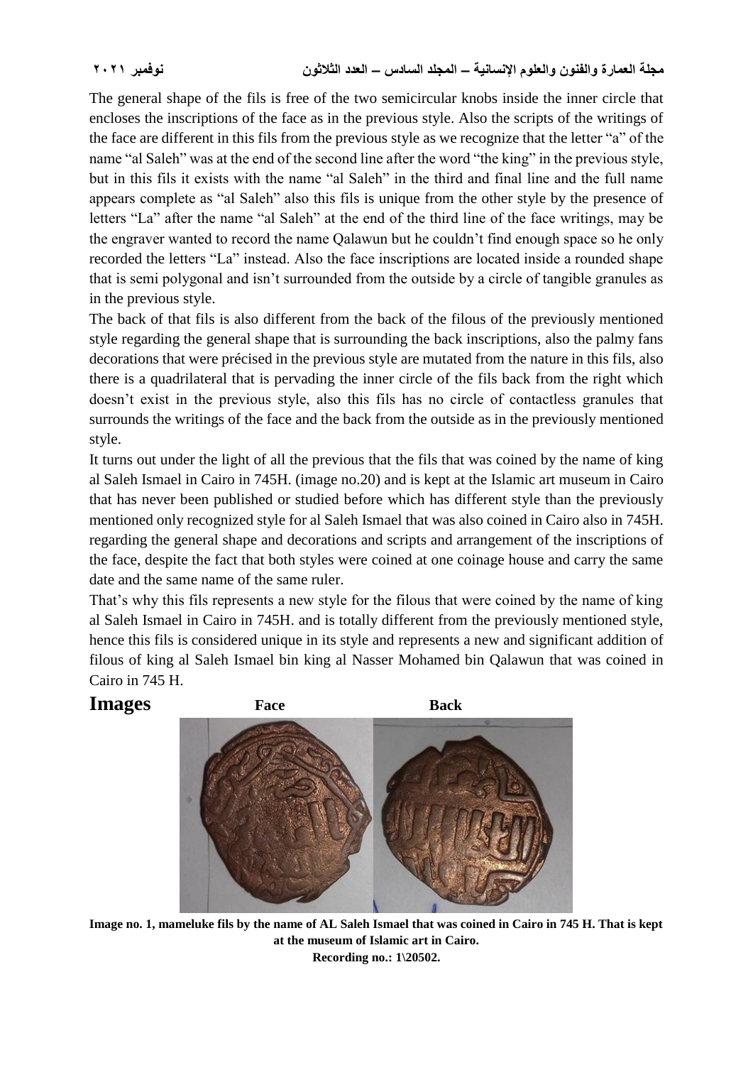The general shape of the fils is free of the two semicircular knobs inside the inner circle that encloses the inscriptions of the face as in the previous style. Also the scripts of the writings of the face are different in this fils from the previous style as we recognize that the letter "a" of the name "al Saleh" was at the end of the second line after the word "the king" in the previous style, but in this fils it exists with the name "al Saleh" in the third and final line and the full name appears complete as "al Saleh" also this fils is unique from the other style by the presence of letters "La" after the name "al Saleh" at the end of the third line of the face writings, may be the engraver wanted to record the name Qalawun but he couldn't find enough space so he only recorded the letters "La" instead. Also the face inscriptions are located inside a rounded shape that is semi polygonal and isn't surrounded from the outside by a circle of tangible granules as in the previous style.

The back of that fils is also different from the back of the filous of the previously mentioned style regarding the general shape that is surrounding the back inscriptions, also the palmy fans decorations that were précised in the previous style are mutated from the nature in this fils, also there is a quadrilateral that is pervading the inner circle of the fils back from the right which doesn't exist in the previous style, also this fils has no circle of contactless granules that surrounds the writings of the face and the back from the outside as in the previously mentioned style.

It turns out under the light of all the previous that the fils that was coined by the name of king al Saleh Ismael in Cairo in 745H. (image no.20) and is kept at the Islamic art museum in Cairo that has never been published or studied before which has different style than the previously mentioned only recognized style for al Saleh Ismael that was also coined in Cairo also in 745H. regarding the general shape and decorations and scripts and arrangement of the inscriptions of the face, despite the fact that both styles were coined at one coinage house and carry the same date and the same name of the same ruler.

That's why this fils represents a new style for the filous that were coined by the name of king al Saleh Ismael in Cairo in 745H. and is totally different from the previously mentioned style, hence this fils is considered unique in its style and represents a new and significant addition of filous of king al Saleh Ismael bin king al Nasser Mohamed bin Qalawun that was coined in Cairo in 745 H.

# Images

**Face** **Back**

**Image no. 1, mameluke fils by the name of AL Saleh Ismael that was coined in Cairo in 745 H. That is kept at the museum of Islamic art in Cairo.**

**Recording no.: 1\20502.**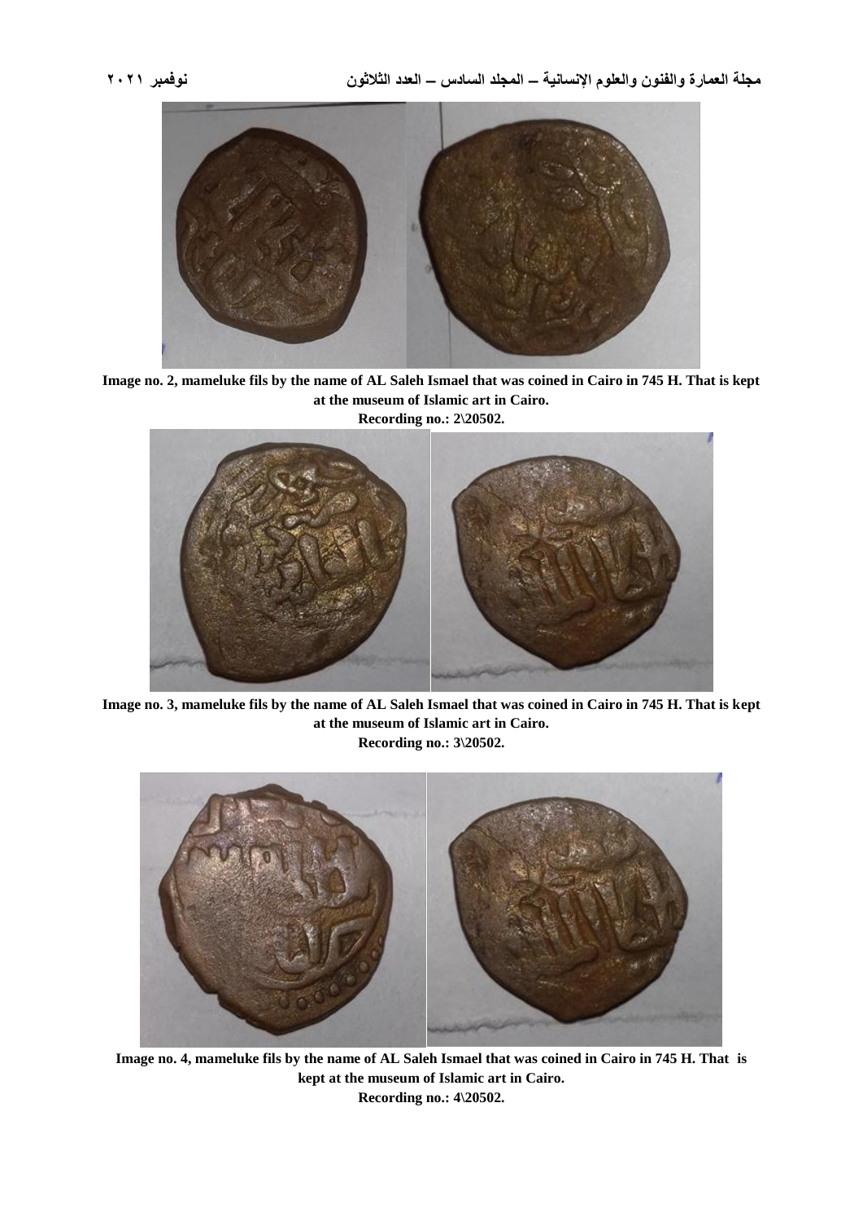Image no. 2, mameluke fils by the name of AL Saleh Ismael that was coined in Cairo in 745 H. That is kept at the museum of Islamic art in Cairo.
Recording no.: 2\20502.

Image no. 3, mameluke fils by the name of AL Saleh Ismael that was coined in Cairo in 745 H. That is kept at the museum of Islamic art in Cairo.
Recording no.: 3\20502.

Image no. 4, mameluke fils by the name of AL Saleh Ismael that was coined in Cairo in 745 H. That is kept at the museum of Islamic art in Cairo.
Recording no.: 4\20502.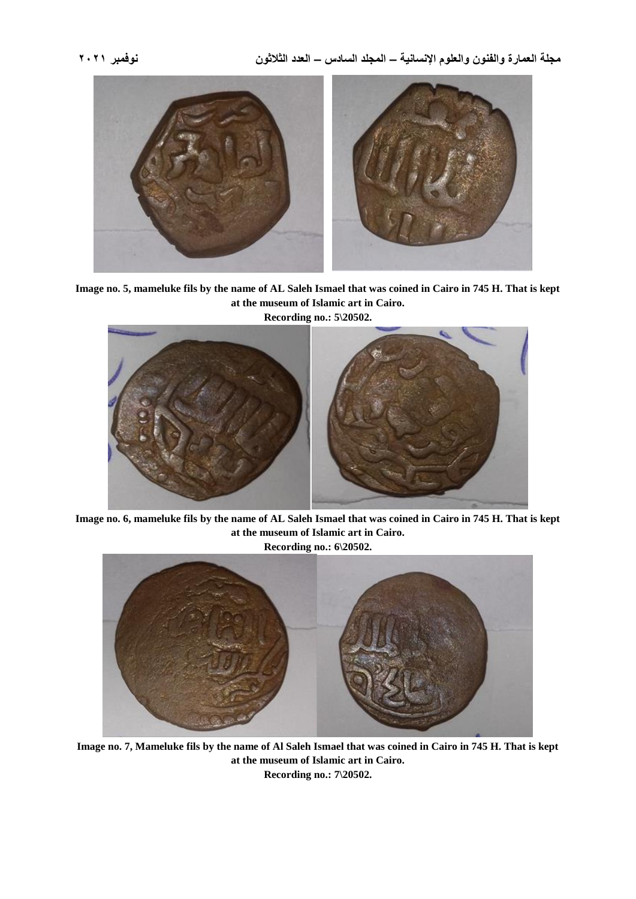Image no. 5, mameluke fils by the name of AL Saleh Ismael that was coined in Cairo in 745 H. That is kept at the museum of Islamic art in Cairo.

Recording no.: 5\20502.

Image no. 6, mameluke fils by the name of AL Saleh Ismael that was coined in Cairo in 745 H. That is kept at the museum of Islamic art in Cairo.

Recording no.: 6\20502.

Image no. 7, Mameluke fils by the name of Al Saleh Ismael that was coined in Cairo in 745 H. That is kept at the museum of Islamic art in Cairo.

Recording no.: 7\20502.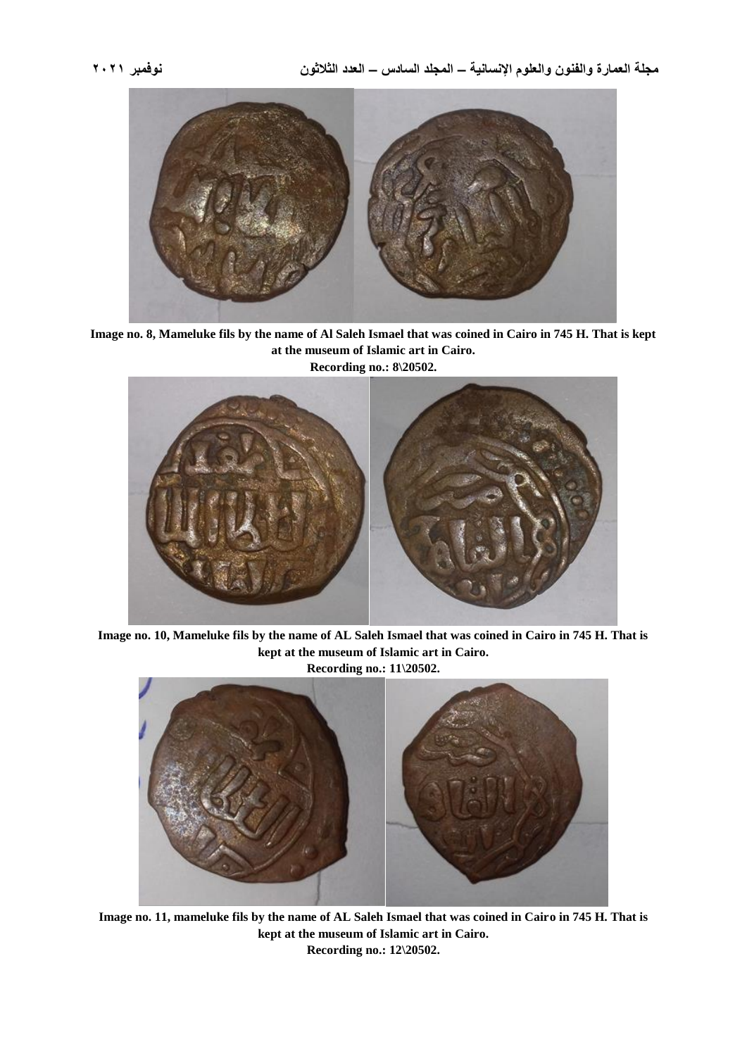Image no. 8, Mameluke fils by the name of Al Saleh Ismael that was coined in Cairo in 745 H. That is kept at the museum of Islamic art in Cairo.

Recording no.: 8\20502.

Image no. 10, Mameluke fils by the name of AL Saleh Ismael that was coined in Cairo in 745 H. That is kept at the museum of Islamic art in Cairo.

Recording no.: 11\20502.

Image no. 11, mameluke fils by the name of AL Saleh Ismael that was coined in Cairo in 745 H. That is kept at the museum of Islamic art in Cairo.

Recording no.: 12\20502.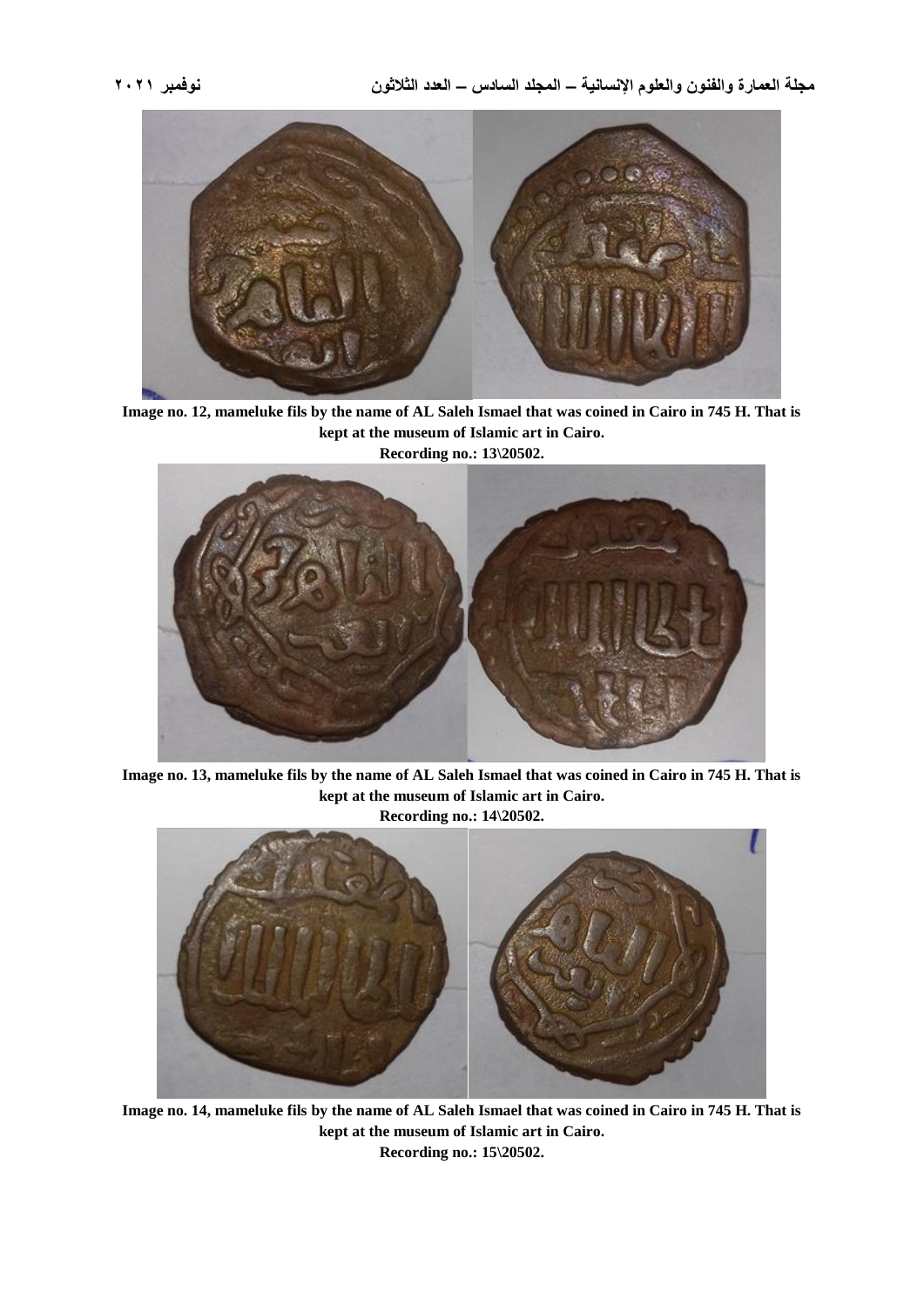**Image no. 12, mameluke fils by the name of AL Saleh Ismael that was coined in Cairo in 745 H. That is kept at the museum of Islamic art in Cairo.**
**Recording no.: 13\20502.**

**Image no. 13, mameluke fils by the name of AL Saleh Ismael that was coined in Cairo in 745 H. That is kept at the museum of Islamic art in Cairo.**
**Recording no.: 14\20502.**

**Image no. 14, mameluke fils by the name of AL Saleh Ismael that was coined in Cairo in 745 H. That is kept at the museum of Islamic art in Cairo.**
**Recording no.: 15\20502.**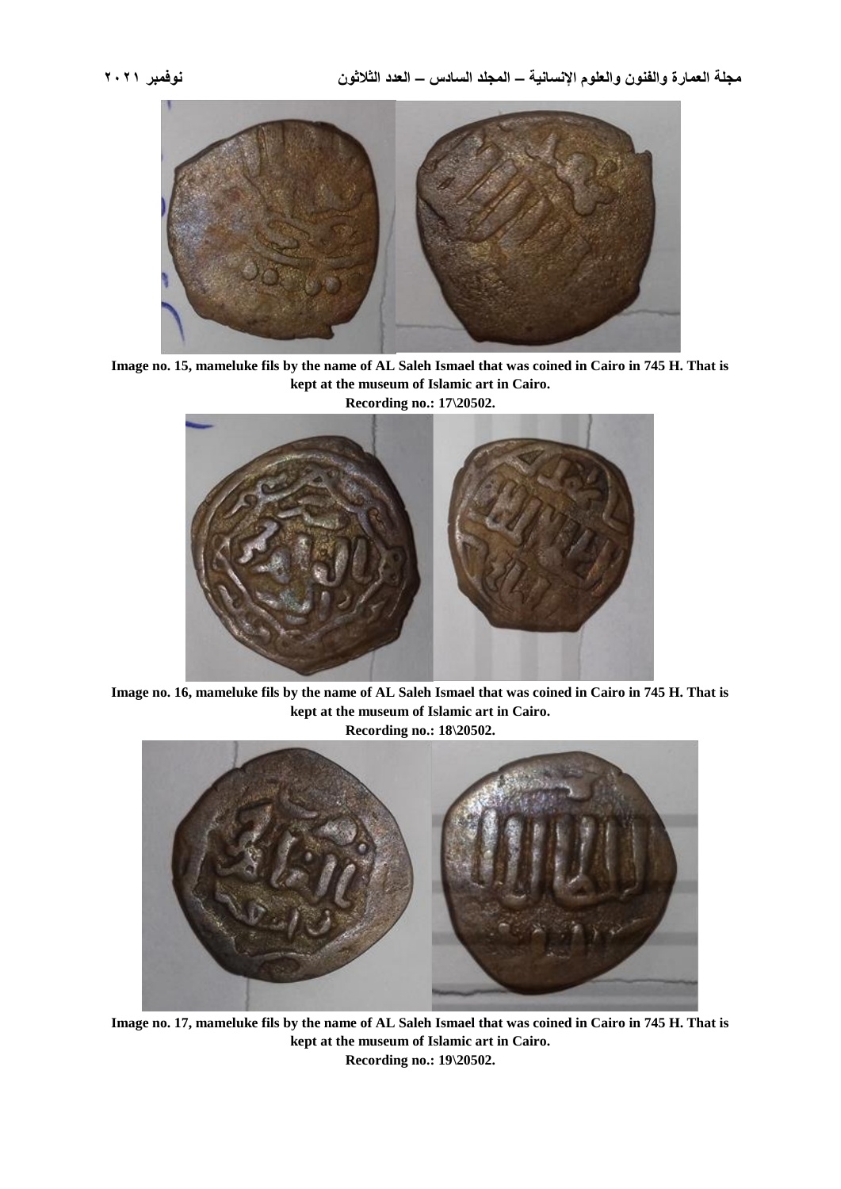**Image no. 15, mameluke fils by the name of AL Saleh Ismael that was coined in Cairo in 745 H. That is kept at the museum of Islamic art in Cairo.**

**Recording no.: 17\20502.**

**Image no. 16, mameluke fils by the name of AL Saleh Ismael that was coined in Cairo in 745 H. That is kept at the museum of Islamic art in Cairo.**

**Recording no.: 18\20502.**

**Image no. 17, mameluke fils by the name of AL Saleh Ismael that was coined in Cairo in 745 H. That is kept at the museum of Islamic art in Cairo.**

**Recording no.: 19\20502.**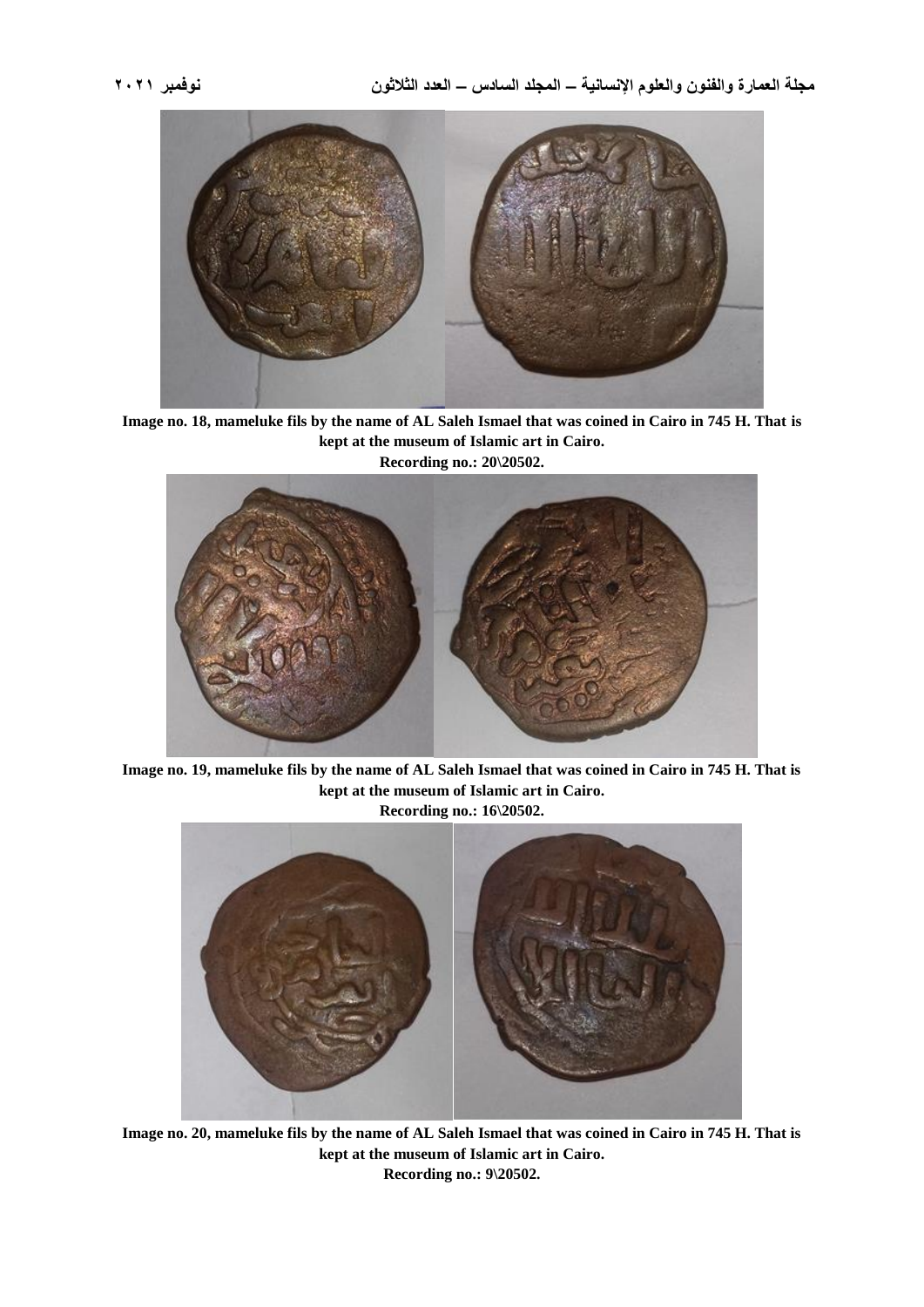**Image no. 18, mameluke fils by the name of AL Saleh Ismael that was coined in Cairo in 745 H. That is kept at the museum of Islamic art in Cairo.**
**Recording no.: 20\20502.**

**Image no. 19, mameluke fils by the name of AL Saleh Ismael that was coined in Cairo in 745 H. That is kept at the museum of Islamic art in Cairo.**
**Recording no.: 16\20502.**

**Image no. 20, mameluke fils by the name of AL Saleh Ismael that was coined in Cairo in 745 H. That is kept at the museum of Islamic art in Cairo.**
**Recording no.: 9\20502.**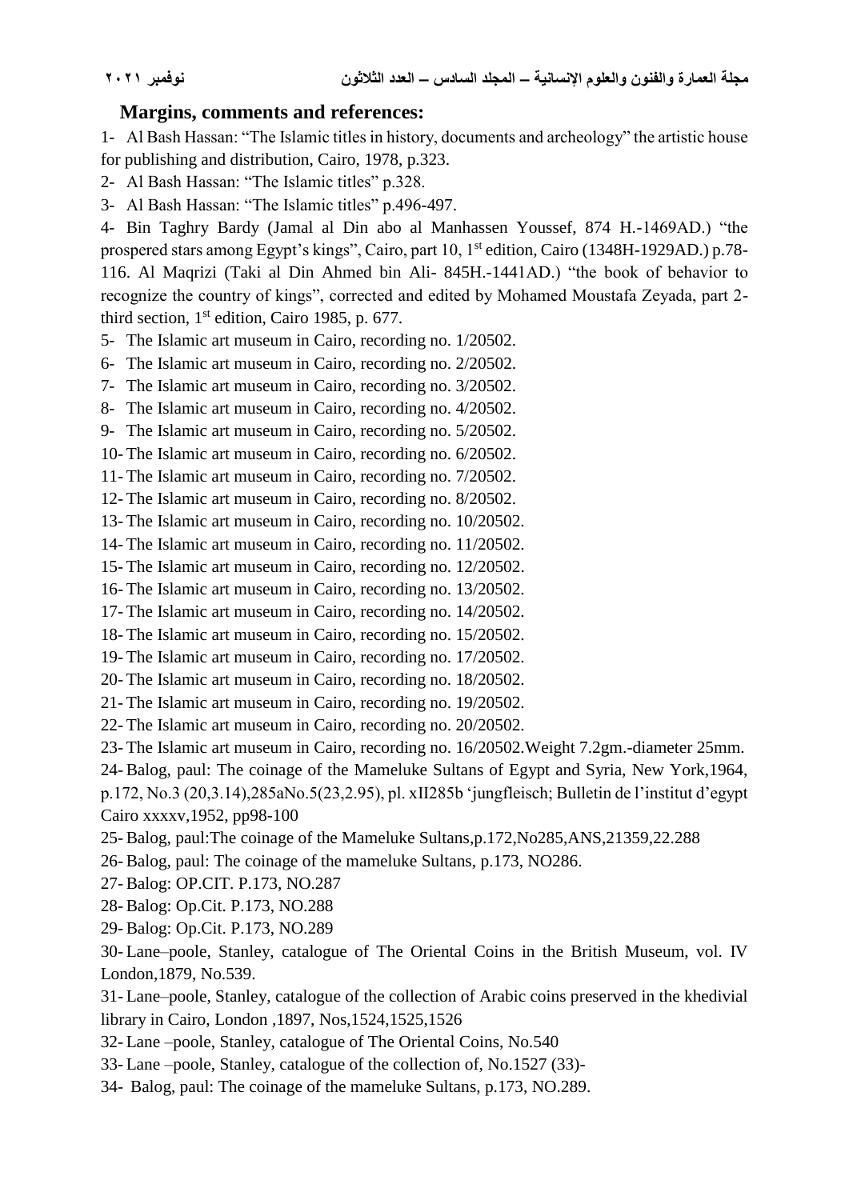## Margins, comments and references:

1- Al Bash Hassan: "The Islamic titles in history, documents and archeology" the artistic house for publishing and distribution, Cairo, 1978, p.323.

2- Al Bash Hassan: "The Islamic titles" p.328.

3- Al Bash Hassan: "The Islamic titles" p.496-497.

4- Bin Taghry Bardy (Jamal al Din abo al Manhassen Youssef, 874 H.-1469AD.) "the prospered stars among Egypt's kings", Cairo, part 10, 1st edition, Cairo (1348H-1929AD.) p.78-116. Al Maqrizi (Taki al Din Ahmed bin Ali- 845H.-1441AD.) "the book of behavior to recognize the country of kings", corrected and edited by Mohamed Moustafa Zeyada, part 2- third section, 1st edition, Cairo 1985, p. 677.

5- The Islamic art museum in Cairo, recording no. 1/20502.

6- The Islamic art museum in Cairo, recording no. 2/20502.

7- The Islamic art museum in Cairo, recording no. 3/20502.

8- The Islamic art museum in Cairo, recording no. 4/20502.

9- The Islamic art museum in Cairo, recording no. 5/20502.

10- The Islamic art museum in Cairo, recording no. 6/20502.

11- The Islamic art museum in Cairo, recording no. 7/20502.

12- The Islamic art museum in Cairo, recording no. 8/20502.

13- The Islamic art museum in Cairo, recording no. 10/20502.

14- The Islamic art museum in Cairo, recording no. 11/20502.

15- The Islamic art museum in Cairo, recording no. 12/20502.

16- The Islamic art museum in Cairo, recording no. 13/20502.

17- The Islamic art museum in Cairo, recording no. 14/20502.

18- The Islamic art museum in Cairo, recording no. 15/20502.

19- The Islamic art museum in Cairo, recording no. 17/20502.

20- The Islamic art museum in Cairo, recording no. 18/20502.

21- The Islamic art museum in Cairo, recording no. 19/20502.

22- The Islamic art museum in Cairo, recording no. 20/20502.

23- The Islamic art museum in Cairo, recording no. 16/20502.Weight 7.2gm.-diameter 25mm.

24- Balog, paul: The coinage of the Mameluke Sultans of Egypt and Syria, New York,1964, p.172, No.3 (20,3.14),285aNo.5(23,2.95), pl. xII285b 'jungfleisch; Bulletin de l'institut d'egypt Cairo xxxxv,1952, pp98-100

25- Balog, paul:The coinage of the Mameluke Sultans,p.172,No285,ANS,21359,22.288

26- Balog, paul: The coinage of the mameluke Sultans, p.173, NO286.

27- Balog: OP.CIT. P.173, NO.287

28- Balog: Op.Cit. P.173, NO.288

29- Balog: Op.Cit. P.173, NO.289

30- Lane–poole, Stanley, catalogue of The Oriental Coins in the British Museum, vol. IV London,1879, No.539.

31- Lane–poole, Stanley, catalogue of the collection of Arabic coins preserved in the khedivial library in Cairo, London ,1897, Nos,1524,1525,1526

32- Lane –poole, Stanley, catalogue of The Oriental Coins, No.540

33- Lane –poole, Stanley, catalogue of the collection of, No.1527 (33)-

34- Balog, paul: The coinage of the mameluke Sultans, p.173, NO.289.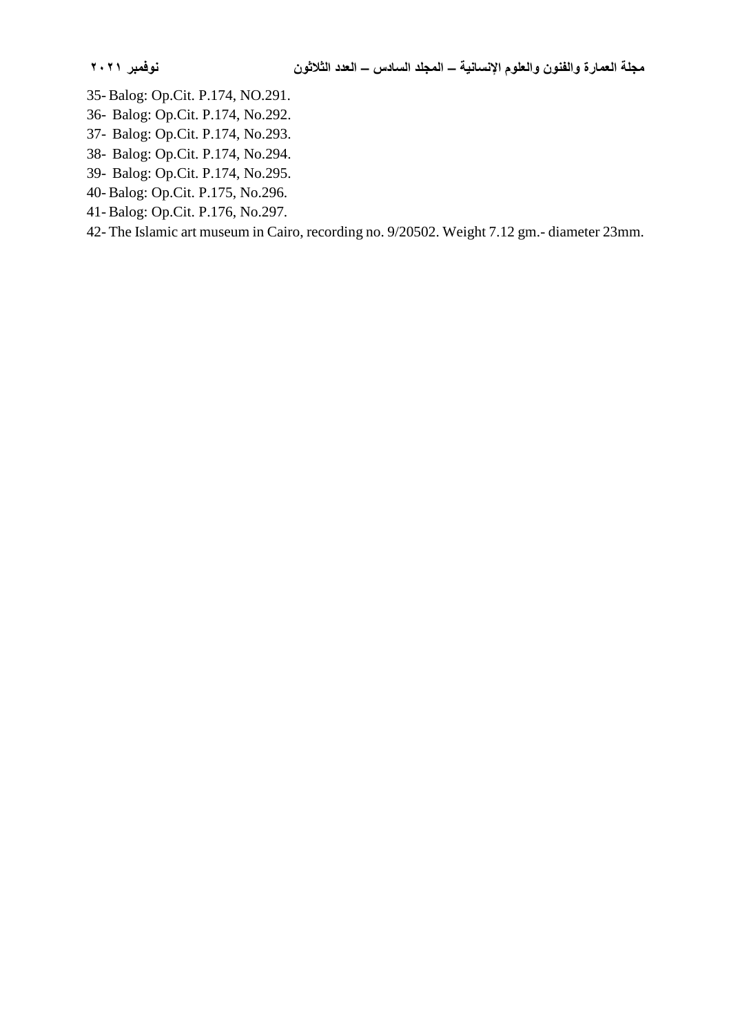35- Balog: Op.Cit. P.174, NO.291.
36- Balog: Op.Cit. P.174, No.292.
37- Balog: Op.Cit. P.174, No.293.
38- Balog: Op.Cit. P.174, No.294.
39- Balog: Op.Cit. P.174, No.295.
40- Balog: Op.Cit. P.175, No.296.
41- Balog: Op.Cit. P.176, No.297.
42- The Islamic art museum in Cairo, recording no. 9/20502. Weight 7.12 gm.- diameter 23mm.